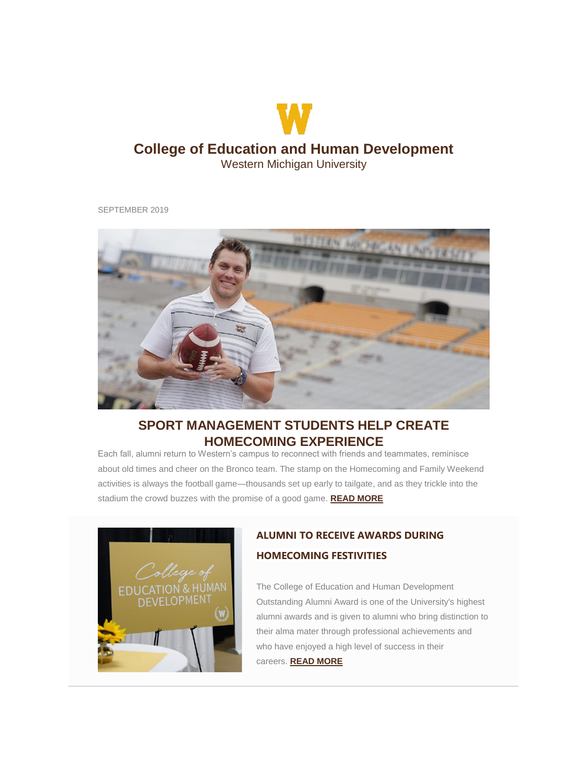# College of Education and Human Development

Western Michigan University

SEPTEMBER 2019

## SPORT MANAGEMENT STUDENTS HELP CREATE HOMECOMING EXPERIENCE

Each fall, alumni return to Western's campus to reconnect with friends and teammates, reminisce about old times and cheer on the Bronco team. The stamp on the Homecoming and Family Weekend activities is always the football game—thousands set up early to tailgate, and as they trickle into the stadium the crowd buzzes with the promise of a good game. **READ MORE**

## ALUMNI TO RECEIVE AWARDS DURING HOMECOMING FESTIVITIES

The College of Education and Human Development Outstanding Alumni Award is one of the University's highest alumni awards and is given to alumni who bring distinction to their alma mater through professional achievements and who have enjoyed a high level of success in their careers. **READ MORE**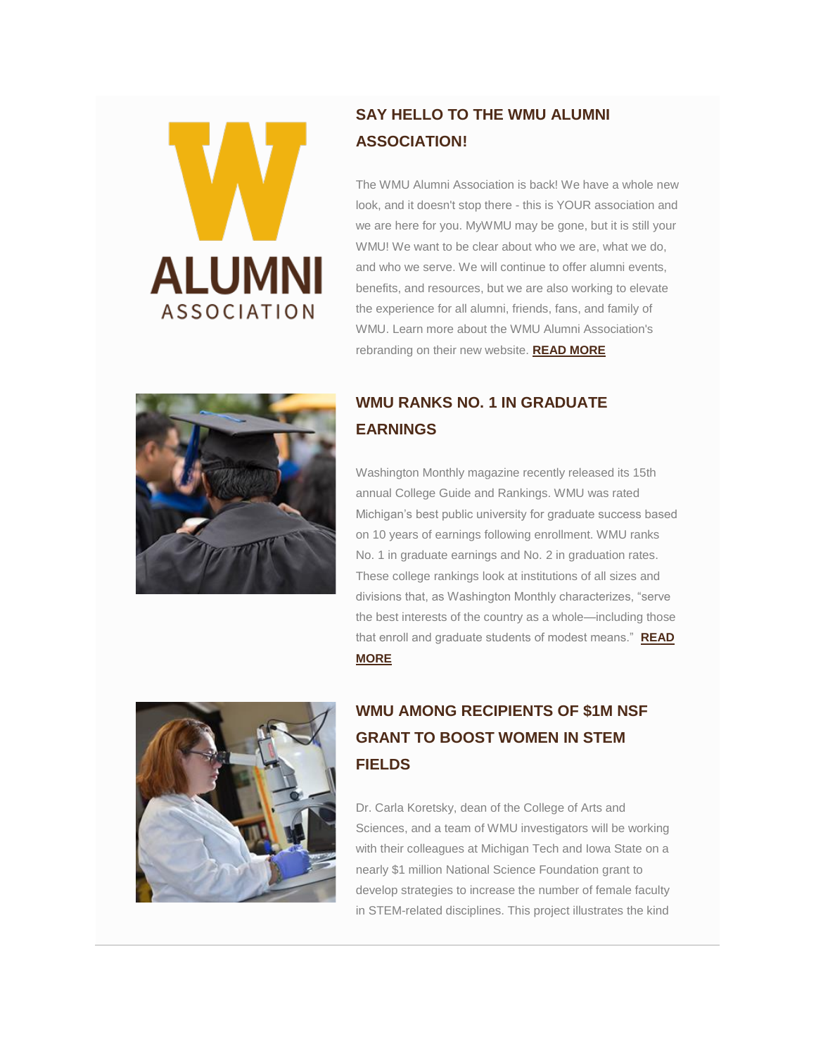## SAY HELLO TO THE WMU ALUMNI ASSOCIATION!

The WMU Alumni Association is back! We have a whole new look, and it doesn't stop there - this is YOUR association and we are here for you. MyWMU may be gone, but it is still your WMU! We want to be clear about who we are, what we do, and who we serve. We will continue to offer alumni events, benefits, and resources, but we are also working to elevate the experience for all alumni, friends, fans, and family of WMU. Learn more about the WMU Alumni Association's rebranding on their new website. **READ MORE**

## WMU RANKS NO. 1 IN GRADUATE EARNINGS

Washington Monthly magazine recently released its 15th annual College Guide and Rankings. WMU was rated Michigan's best public university for graduate success based on 10 years of earnings following enrollment. WMU ranks No. 1 in graduate earnings and No. 2 in graduation rates. These college rankings look at institutions of all sizes and divisions that, as Washington Monthly characterizes, "serve the best interests of the country as a whole—including those that enroll and graduate students of modest means." **READ MORE**

## WMU AMONG RECIPIENTS OF $1M NSF GRANT TO BOOST WOMEN IN STEM FIELDS

Dr. Carla Koretsky, dean of the College of Arts and Sciences, and a team of WMU investigators will be working with their colleagues at Michigan Tech and Iowa State on a nearly $1 million National Science Foundation grant to develop strategies to increase the number of female faculty in STEM-related disciplines. This project illustrates the kind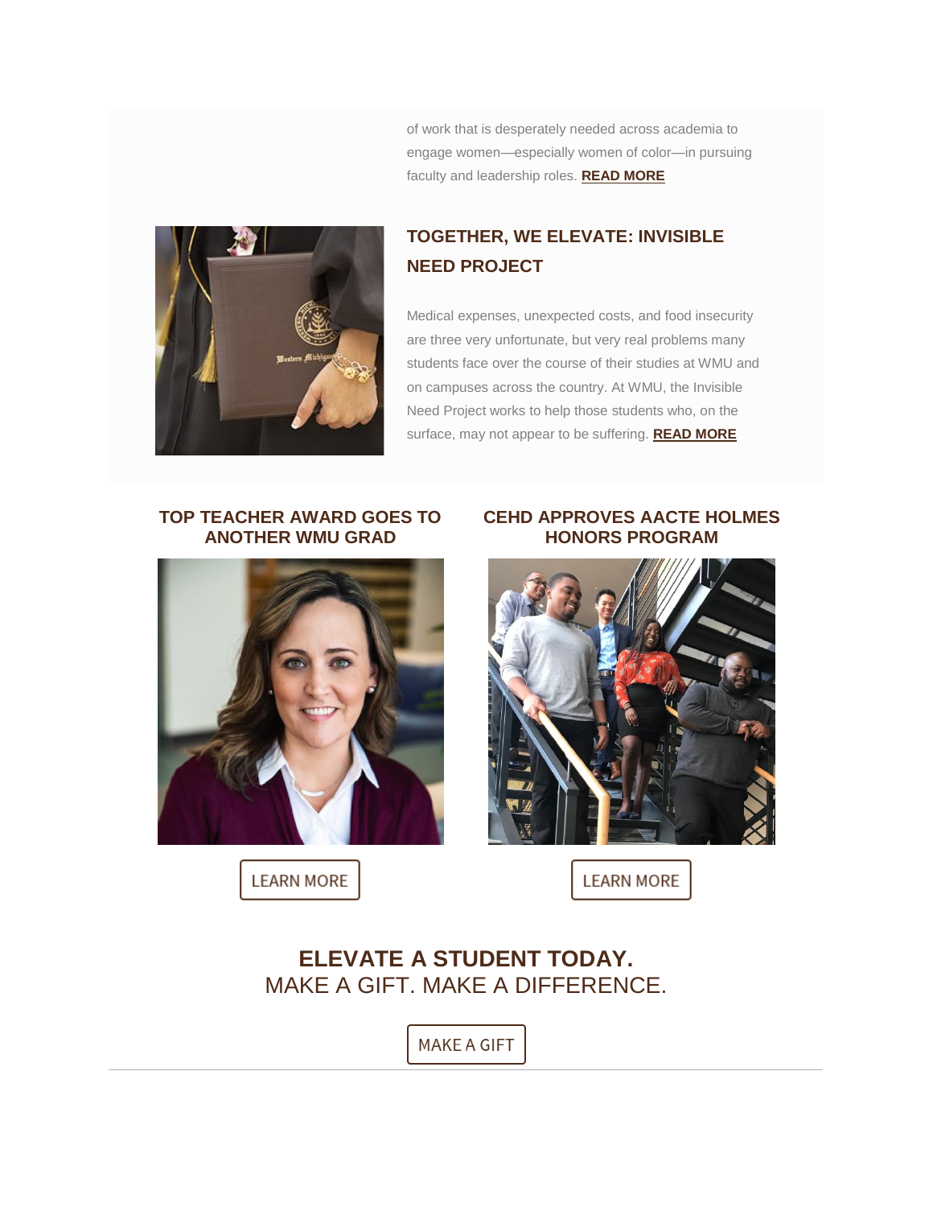of work that is desperately needed across academia to engage women—especially women of color—in pursuing faculty and leadership roles. **READ MORE**

## TOGETHER, WE ELEVATE: INVISIBLE NEED PROJECT

Medical expenses, unexpected costs, and food insecurity are three very unfortunate, but very real problems many students face over the course of their studies at WMU and on campuses across the country. At WMU, the Invisible Need Project works to help students who, on the surface, may not appear to be suffering. **READ MORE**

### TOP TEACHER AWARD GOES TO ANOTHER WMU GRAD

LEARN MORE

### CEHD APPROVES AACTE HOLMES HONORS PROGRAM

LEARN MORE

## ELEVATE A STUDENT TODAY.

MAKE A GIFT. MAKE A DIFFERENCE.

MAKE A GIFT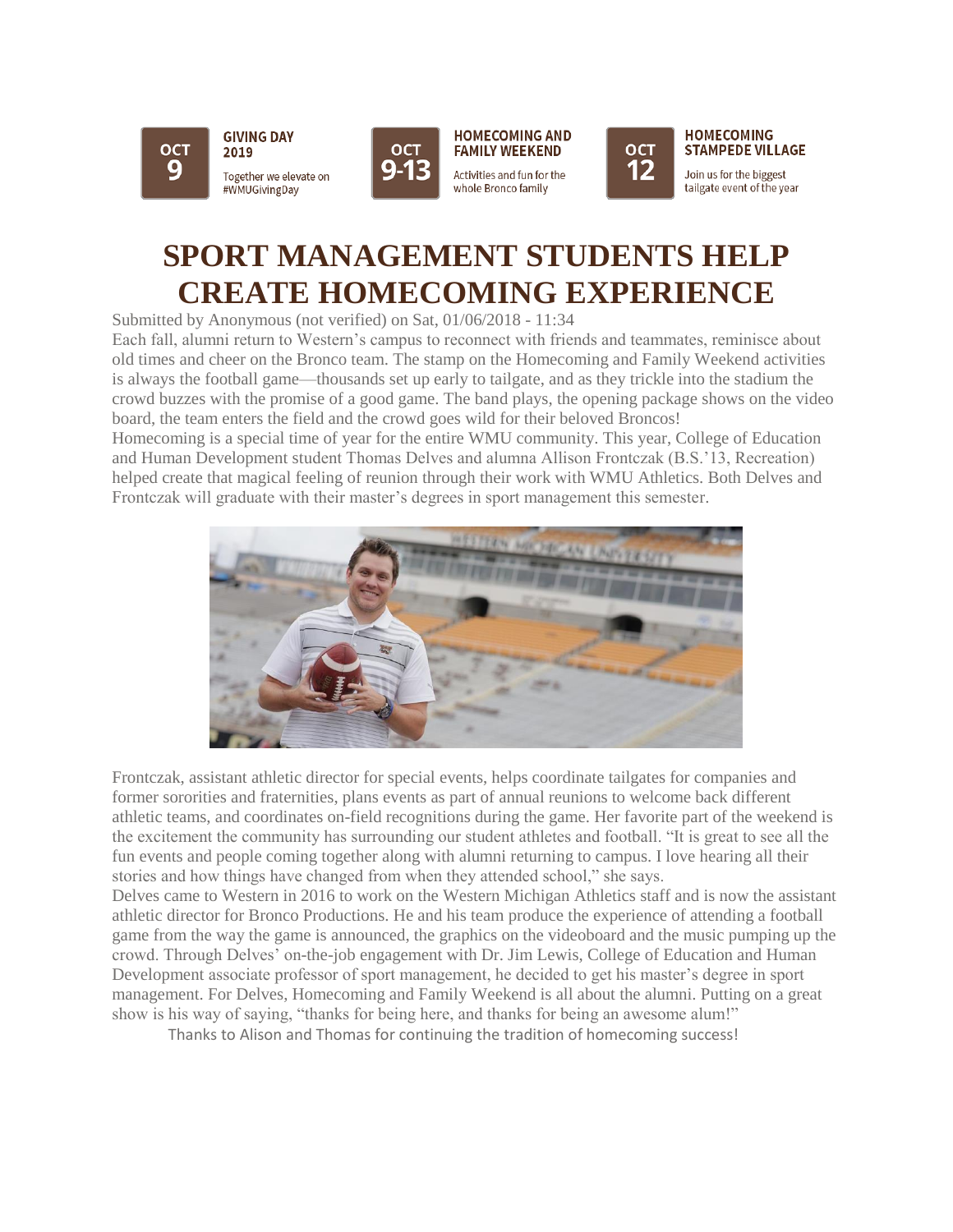**OCT 9** — **GIVING DAY 2019**
Together we elevate on #WMUGivingDay

**OCT 9-13** — **HOMECOMING AND FAMILY WEEKEND**
Activities and fun for the whole Bronco family

**OCT 12** — **HOMECOMING STAMPEDE VILLAGE**
Join us for the biggest tailgate event of the year

# SPORT MANAGEMENT STUDENTS HELP CREATE HOMECOMING EXPERIENCE

Submitted by Anonymous (not verified) on Sat, 01/06/2018 - 11:34

Each fall, alumni return to Western's campus to reconnect with friends and teammates, reminisce about old times and cheer on the Bronco team. The stamp on the Homecoming and Family Weekend activities is always the football game—thousands set up early to tailgate, and as they trickle into the stadium the crowd buzzes with the promise of a good game. The band plays, the opening package shows on the video board, the team enters the field and the crowd goes wild for their beloved Broncos!

Homecoming is a special time of year for the entire WMU community. This year, College of Education and Human Development student Thomas Delves and alumna Allison Frontczak (B.S.'13, Recreation) helped create that magical feeling of reunion through their work with WMU Athletics. Both Delves and Frontczak will graduate with their master's degrees in sport management this semester.

Frontczak, assistant athletic director for special events, helps coordinate tailgates for companies and former sororities and fraternities, plans events as part of annual reunions to welcome back different athletic teams, and coordinates on-field recognitions during the game. Her favorite part of the weekend is the excitement the community has surrounding our student athletes and football. "It is great to see all the fun events and people coming together along with alumni returning to campus. I love hearing all their stories and how things have changed from when they attended school," she says.

Delves came to Western in 2016 to work on the Western Michigan Athletics staff and is now the assistant athletic director for Bronco Productions. He and his team produce the experience of attending a football game from the way the game is announced, the graphics on the videoboard and the music pumping up the crowd. Through Delves' on-the-job engagement with Dr. Jim Lewis, College of Education and Human Development associate professor of sport management, he decided to get his master's degree in sport management. For Delves, Homecoming and Family Weekend is all about the alumni. Putting on a great show is his way of saying, "thanks for being here, and thanks for being an awesome alum!"

Thanks to Alison and Thomas for continuing the tradition of homecoming success!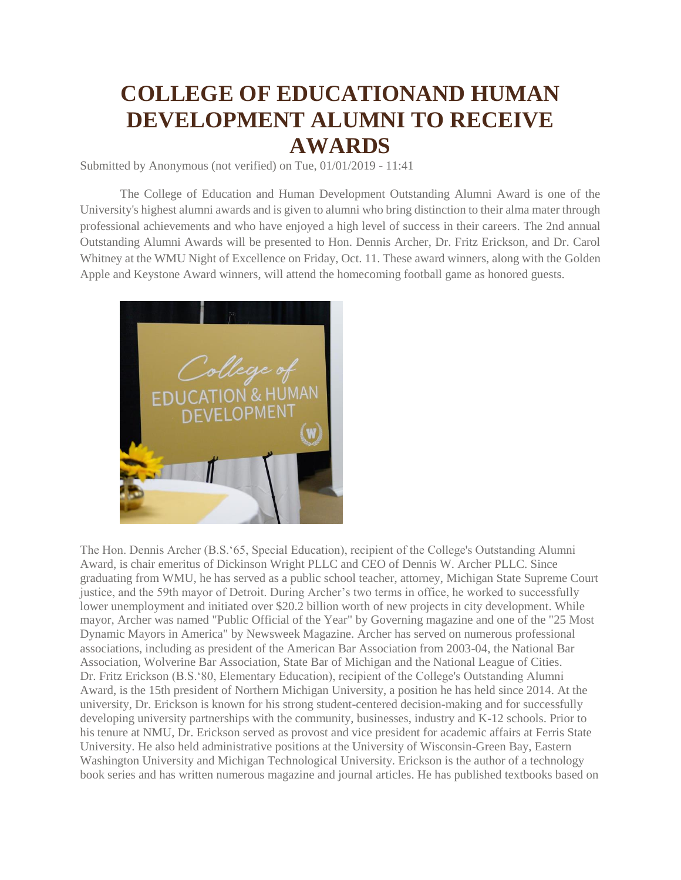# COLLEGE OF EDUCATIONAND HUMAN DEVELOPMENT ALUMNI TO RECEIVE AWARDS

Submitted by Anonymous (not verified) on Tue, 01/01/2019 - 11:41

The College of Education and Human Development Outstanding Alumni Award is one of the University's highest alumni awards and is given to alumni who bring distinction to their alma mater through professional achievements and who have enjoyed a high level of success in their careers. The 2nd annual Outstanding Alumni Awards will be presented to Hon. Dennis Archer, Dr. Fritz Erickson, and Dr. Carol Whitney at the WMU Night of Excellence on Friday, Oct. 11. These award winners, along with the Golden Apple and Keystone Award winners, will attend the homecoming football game as honored guests.

The Hon. Dennis Archer (B.S.'65, Special Education), recipient of the College's Outstanding Alumni Award, is chair emeritus of Dickinson Wright PLLC and CEO of Dennis W. Archer PLLC. Since graduating from WMU, he has served as a public school teacher, attorney, Michigan State Supreme Court justice, and the 59th mayor of Detroit. During Archer's two terms in office, he worked to successfully lower unemployment and initiated over $20.2 billion worth of new projects in city development. While mayor, Archer was named "Public Official of the Year" by Governing magazine and one of the "25 Most Dynamic Mayors in America" by Newsweek Magazine. Archer has served on numerous professional associations, including as president of the American Bar Association from 2003-04, the National Bar Association, Wolverine Bar Association, State Bar of Michigan and the National League of Cities.

Dr. Fritz Erickson (B.S.'80, Elementary Education), recipient of the College's Outstanding Alumni Award, is the 15th president of Northern Michigan University, a position he has held since 2014. At the university, Dr. Erickson is known for his strong student-centered decision-making and for successfully developing university partnerships with the community, businesses, industry and K-12 schools. Prior to his tenure at NMU, Dr. Erickson served as provost and vice president for academic affairs at Ferris State University. He also held administrative positions at the University of Wisconsin-Green Bay, Eastern Washington University and Michigan Technological University. Erickson is the author of a technology book series and has written numerous magazine and journal articles. He has published textbooks based on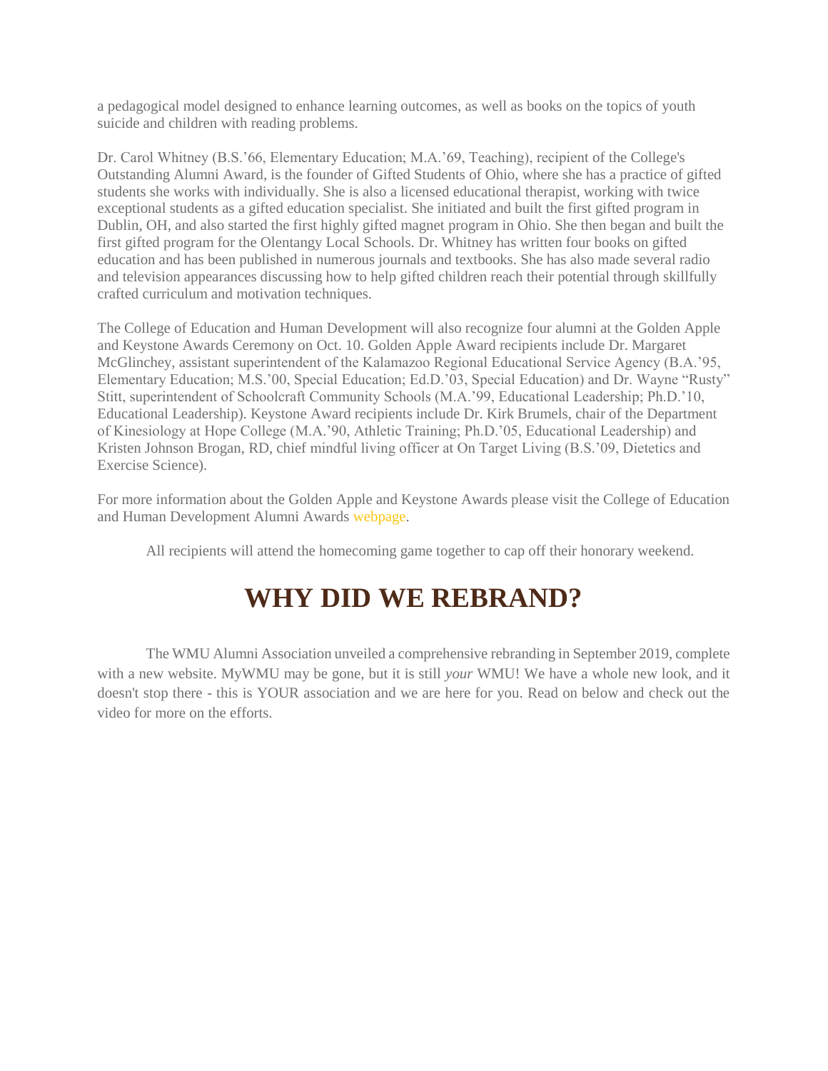a pedagogical model designed to enhance learning outcomes, as well as books on the topics of youth suicide and children with reading problems.

Dr. Carol Whitney (B.S.'66, Elementary Education; M.A.'69, Teaching), recipient of the College's Outstanding Alumni Award, is the founder of Gifted Students of Ohio, where she has a practice of gifted students she works with individually. She is also a licensed educational therapist, working with twice exceptional students as a gifted education specialist. She initiated and built the first gifted program in Dublin, OH, and also started the first highly gifted magnet program in Ohio. She then began and built the first gifted program for the Olentangy Local Schools. Dr. Whitney has written four books on gifted education and has been published in numerous journals and textbooks. She has also made several radio and television appearances discussing how to help gifted children reach their potential through skillfully crafted curriculum and motivation techniques.

The College of Education and Human Development will also recognize four alumni at the Golden Apple and Keystone Awards Ceremony on Oct. 10. Golden Apple Award recipients include Dr. Margaret McGlinchey, assistant superintendent of the Kalamazoo Regional Educational Service Agency (B.A.'95, Elementary Education; M.S.'00, Special Education; Ed.D.'03, Special Education) and Dr. Wayne "Rusty" Stitt, superintendent of Schoolcraft Community Schools (M.A.'99, Educational Leadership; Ph.D.'10, Educational Leadership). Keystone Award recipients include Dr. Kirk Brumels, chair of the Department of Kinesiology at Hope College (M.A.'90, Athletic Training; Ph.D.'05, Educational Leadership) and Kristen Johnson Brogan, RD, chief mindful living officer at On Target Living (B.S.'09, Dietetics and Exercise Science).

For more information about the Golden Apple and Keystone Awards please visit the College of Education and Human Development Alumni Awards webpage.

All recipients will attend the homecoming game together to cap off their honorary weekend.

# WHY DID WE REBRAND?

The WMU Alumni Association unveiled a comprehensive rebranding in September 2019, complete with a new website. MyWMU may be gone, but it is still *your* WMU! We have a whole new look, and it doesn't stop there - this is YOUR association and we are here for you. Read on below and check out the video for more on the efforts.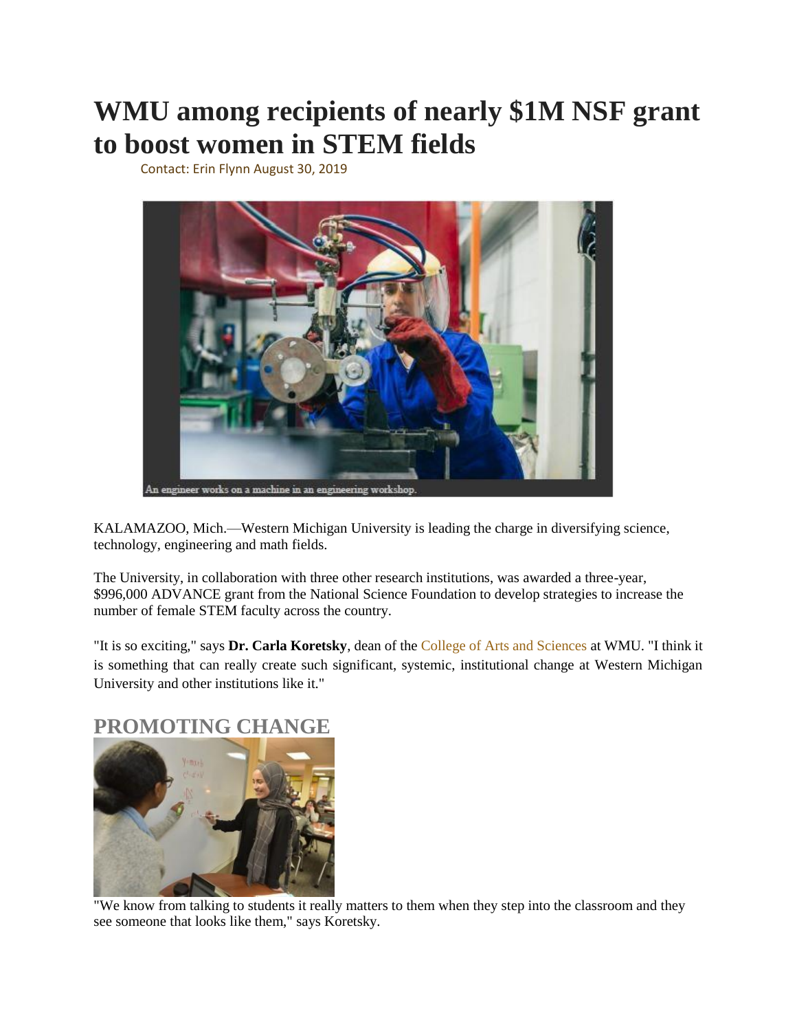# WMU among recipients of nearly $1M NSF grant to boost women in STEM fields

Contact: Erin Flynn August 30, 2019

An engineer works on a machine in an engineering workshop.

KALAMAZOO, Mich.—Western Michigan University is leading the charge in diversifying science, technology, engineering and math fields.

The University, in collaboration with three other research institutions, was awarded a three-year, $996,000 ADVANCE grant from the National Science Foundation to develop strategies to increase the number of female STEM faculty across the country.

"It is so exciting," says **Dr. Carla Koretsky**, dean of the College of Arts and Sciences at WMU. "I think it is something that can really create such significant, systemic, institutional change at Western Michigan University and other institutions like it."

## PROMOTING CHANGE

"We know from talking to students it really matters to them when they step into the classroom and they see someone that looks like them," says Koretsky.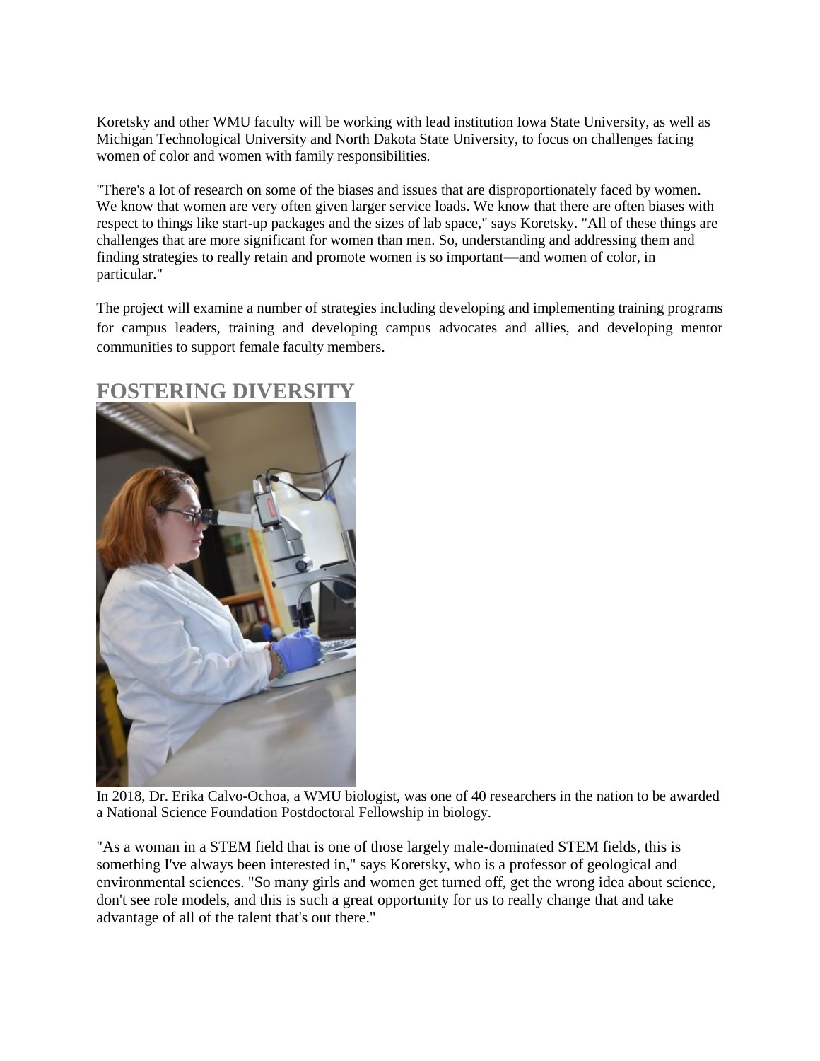Koretsky and other WMU faculty will be working with lead institution Iowa State University, as well as Michigan Technological University and North Dakota State University, to focus on challenges facing women of color and women with family responsibilities.

"There's a lot of research on some of the biases and issues that are disproportionately faced by women. We know that women are very often given larger service loads. We know that there are often biases with respect to things like start-up packages and the sizes of lab space," says Koretsky. "All of these things are challenges that are more significant for women than men. So, understanding and addressing them and finding strategies to really retain and promote women is so important—and women of color, in particular."

The project will examine a number of strategies including developing and implementing training programs for campus leaders, training and developing campus advocates and allies, and developing mentor communities to support female faculty members.

## FOSTERING DIVERSITY

In 2018, Dr. Erika Calvo-Ochoa, a WMU biologist, was one of 40 researchers in the nation to be awarded a National Science Foundation Postdoctoral Fellowship in biology.

"As a woman in a STEM field that is one of those largely male-dominated STEM fields, this is something I've always been interested in," says Koretsky, who is a professor of geological and environmental sciences. "So many girls and women get turned off, get the wrong idea about science, don't see role models, and this is such a great opportunity for us to really change that and take advantage of all of the talent that's out there."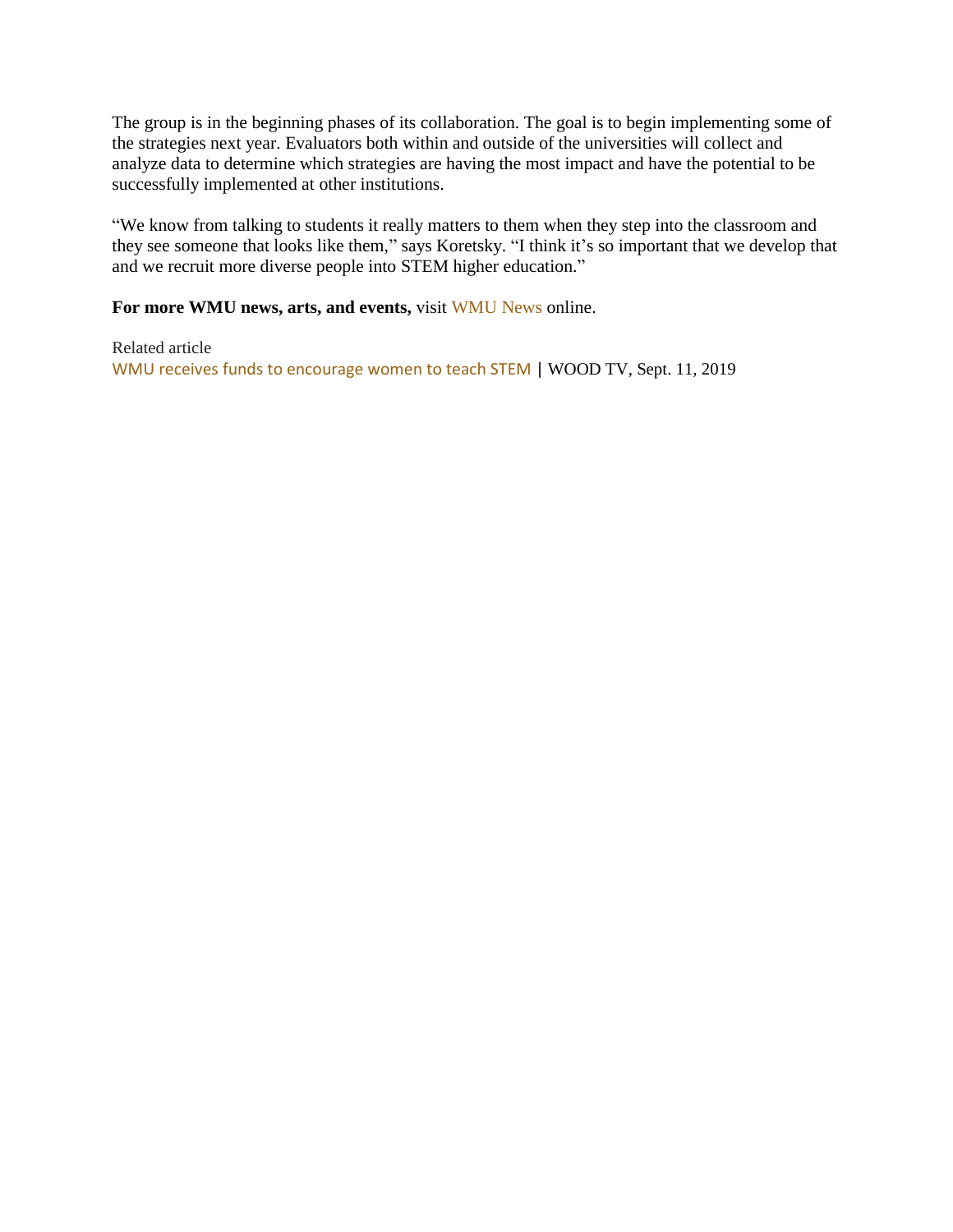The group is in the beginning phases of its collaboration. The goal is to begin implementing some of the strategies next year. Evaluators both within and outside of the universities will collect and analyze data to determine which strategies are having the most impact and have the potential to be successfully implemented at other institutions.

"We know from talking to students it really matters to them when they step into the classroom and they see someone that looks like them," says Koretsky. "I think it's so important that we develop that and we recruit more diverse people into STEM higher education."

**For more WMU news, arts, and events,** visit WMU News online.

Related article
WMU receives funds to encourage women to teach STEM | WOOD TV, Sept. 11, 2019